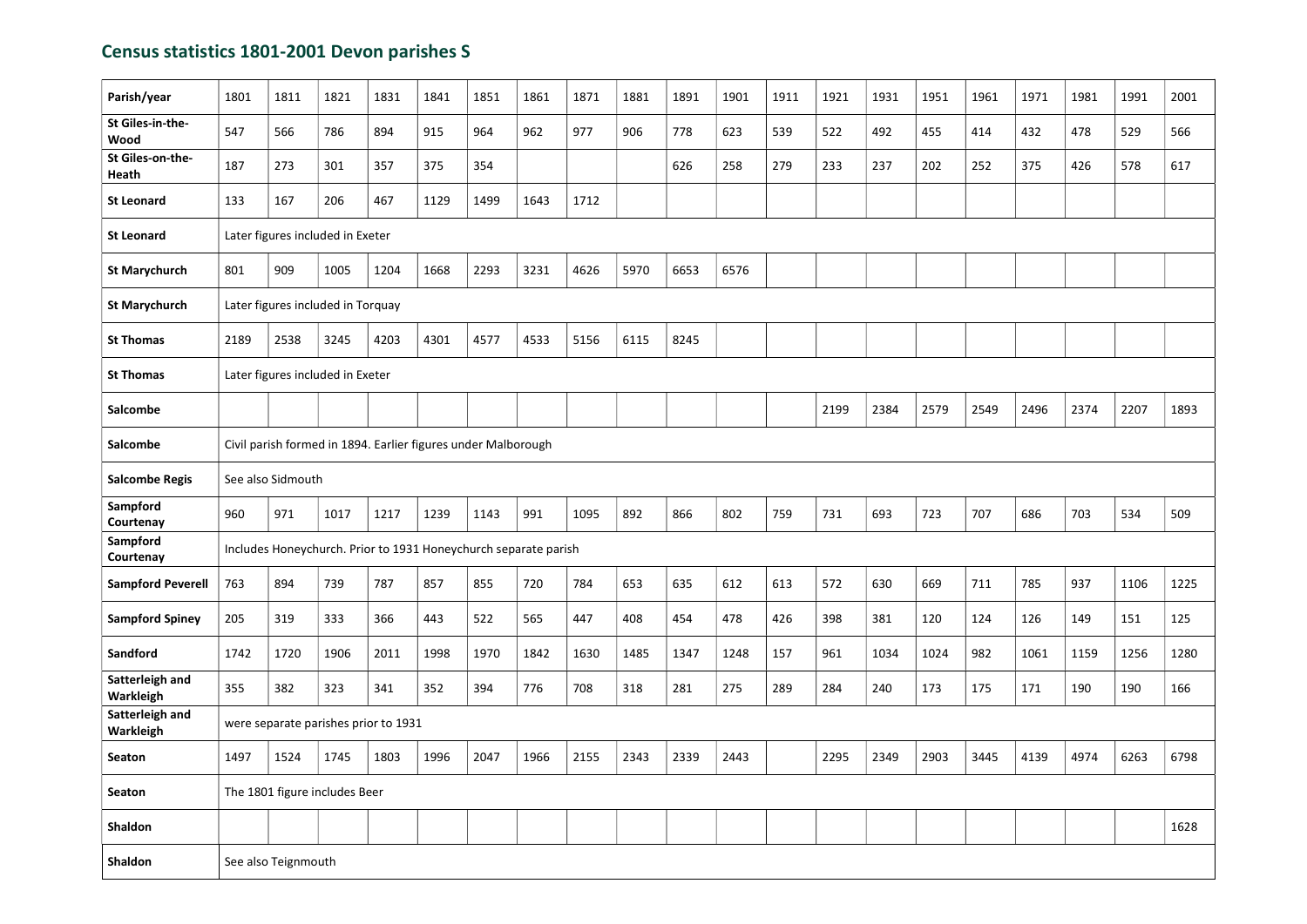## Census statistics 1801-2001 Devon parishes S

| Parish/year | 1801 | 1811 | 1821 | 1831 | 1841 | 1851 | 1861 | 1871 | 1881 | 1891 | 1901 | 1911 | 1921 | 1931 | 1951 | 1961 | 1971 | 1981 | 1991 | 2001 |
|---|---|---|---|---|---|---|---|---|---|---|---|---|---|---|---|---|---|---|---|---|
| **St Giles-in-the-Wood** | 547 | 566 | 786 | 894 | 915 | 964 | 962 | 977 | 906 | 778 | 623 | 539 | 522 | 492 | 455 | 414 | 432 | 478 | 529 | 566 |
| **St Giles-on-the-Heath** | 187 | 273 | 301 | 357 | 375 | 354 | | | | 626 | 258 | 279 | 233 | 237 | 202 | 252 | 375 | 426 | 578 | 617 |
| **St Leonard** | 133 | 167 | 206 | 467 | 1129 | 1499 | 1643 | 1712 | | | | | | | | | | | | |
| **St Leonard** | Later figures included in Exeter | | | | | | | | | | | | | | | | | | | |
| **St Marychurch** | 801 | 909 | 1005 | 1204 | 1668 | 2293 | 3231 | 4626 | 5970 | 6653 | 6576 | | | | | | | | | |
| **St Marychurch** | Later figures included in Torquay | | | | | | | | | | | | | | | | | | | |
| **St Thomas** | 2189 | 2538 | 3245 | 4203 | 4301 | 4577 | 4533 | 5156 | 6115 | 8245 | | | | | | | | | | |
| **St Thomas** | Later figures included in Exeter | | | | | | | | | | | | | | | | | | | |
| **Salcombe** | | | | | | | | | | | | | 2199 | 2384 | 2579 | 2549 | 2496 | 2374 | 2207 | 1893 |
| **Salcombe** | Civil parish formed in 1894. Earlier figures under Malborough | | | | | | | | | | | | | | | | | | | |
| **Salcombe Regis** | See also Sidmouth | | | | | | | | | | | | | | | | | | | |
| **Sampford Courtenay** | 960 | 971 | 1017 | 1217 | 1239 | 1143 | 991 | 1095 | 892 | 866 | 802 | 759 | 731 | 693 | 723 | 707 | 686 | 703 | 534 | 509 |
| **Sampford Courtenay** | Includes Honeychurch. Prior to 1931 Honeychurch separate parish | | | | | | | | | | | | | | | | | | | |
| **Sampford Peverell** | 763 | 894 | 739 | 787 | 857 | 855 | 720 | 784 | 653 | 635 | 612 | 613 | 572 | 630 | 669 | 711 | 785 | 937 | 1106 | 1225 |
| **Sampford Spiney** | 205 | 319 | 333 | 366 | 443 | 522 | 565 | 447 | 408 | 454 | 478 | 426 | 398 | 381 | 120 | 124 | 126 | 149 | 151 | 125 |
| **Sandford** | 1742 | 1720 | 1906 | 2011 | 1998 | 1970 | 1842 | 1630 | 1485 | 1347 | 1248 | 157 | 961 | 1034 | 1024 | 982 | 1061 | 1159 | 1256 | 1280 |
| **Satterleigh and Warkleigh** | 355 | 382 | 323 | 341 | 352 | 394 | 776 | 708 | 318 | 281 | 275 | 289 | 284 | 240 | 173 | 175 | 171 | 190 | 190 | 166 |
| **Satterleigh and Warkleigh** | were separate parishes prior to 1931 | | | | | | | | | | | | | | | | | | | |
| **Seaton** | 1497 | 1524 | 1745 | 1803 | 1996 | 2047 | 1966 | 2155 | 2343 | 2339 | 2443 | | 2295 | 2349 | 2903 | 3445 | 4139 | 4974 | 6263 | 6798 |
| **Seaton** | The 1801 figure includes Beer | | | | | | | | | | | | | | | | | | | |
| **Shaldon** | | | | | | | | | | | | | | | | | | | | 1628 |
| **Shaldon** | See also Teignmouth | | | | | | | | | | | | | | | | | | | |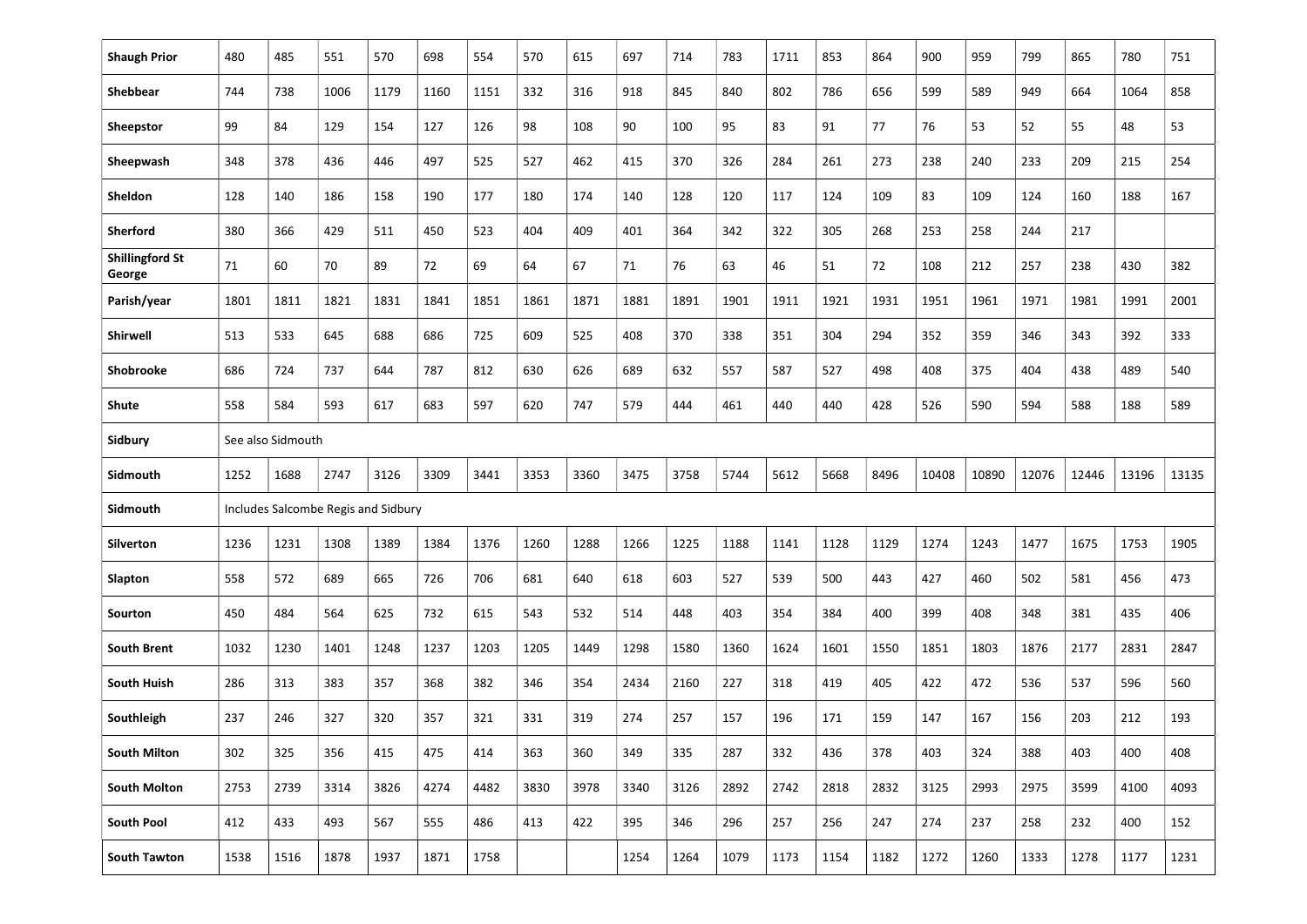| Shaugh Prior | 480 | 485 | 551 | 570 | 698 | 554 | 570 | 615 | 697 | 714 | 783 | 1711 | 853 | 864 | 900 | 959 | 799 | 865 | 780 | 751 |
|---|---|---|---|---|---|---|---|---|---|---|---|---|---|---|---|---|---|---|---|---|
| **Shebbear** | 744 | 738 | 1006 | 1179 | 1160 | 1151 | 332 | 316 | 918 | 845 | 840 | 802 | 786 | 656 | 599 | 589 | 949 | 664 | 1064 | 858 |
| **Sheepstor** | 99 | 84 | 129 | 154 | 127 | 126 | 98 | 108 | 90 | 100 | 95 | 83 | 91 | 77 | 76 | 53 | 52 | 55 | 48 | 53 |
| **Sheepwash** | 348 | 378 | 436 | 446 | 497 | 525 | 527 | 462 | 415 | 370 | 326 | 284 | 261 | 273 | 238 | 240 | 233 | 209 | 215 | 254 |
| **Sheldon** | 128 | 140 | 186 | 158 | 190 | 177 | 180 | 174 | 140 | 128 | 120 | 117 | 124 | 109 | 83 | 109 | 124 | 160 | 188 | 167 |
| **Sherford** | 380 | 366 | 429 | 511 | 450 | 523 | 404 | 409 | 401 | 364 | 342 | 322 | 305 | 268 | 253 | 258 | 244 | 217 | | |
| **Shillingford St George** | 71 | 60 | 70 | 89 | 72 | 69 | 64 | 67 | 71 | 76 | 63 | 46 | 51 | 72 | 108 | 212 | 257 | 238 | 430 | 382 |
| **Parish/year** | 1801 | 1811 | 1821 | 1831 | 1841 | 1851 | 1861 | 1871 | 1881 | 1891 | 1901 | 1911 | 1921 | 1931 | 1951 | 1961 | 1971 | 1981 | 1991 | 2001 |
| **Shirwell** | 513 | 533 | 645 | 688 | 686 | 725 | 609 | 525 | 408 | 370 | 338 | 351 | 304 | 294 | 352 | 359 | 346 | 343 | 392 | 333 |
| **Shobrooke** | 686 | 724 | 737 | 644 | 787 | 812 | 630 | 626 | 689 | 632 | 557 | 587 | 527 | 498 | 408 | 375 | 404 | 438 | 489 | 540 |
| **Shute** | 558 | 584 | 593 | 617 | 683 | 597 | 620 | 747 | 579 | 444 | 461 | 440 | 440 | 428 | 526 | 590 | 594 | 588 | 188 | 589 |
| **Sidbury** | See also Sidmouth | | | | | | | | | | | | | | | | | | | |
| **Sidmouth** | 1252 | 1688 | 2747 | 3126 | 3309 | 3441 | 3353 | 3360 | 3475 | 3758 | 5744 | 5612 | 5668 | 8496 | 10408 | 10890 | 12076 | 12446 | 13196 | 13135 |
| **Sidmouth** | Includes Salcombe Regis and Sidbury | | | | | | | | | | | | | | | | | | | |
| **Silverton** | 1236 | 1231 | 1308 | 1389 | 1384 | 1376 | 1260 | 1288 | 1266 | 1225 | 1188 | 1141 | 1128 | 1129 | 1274 | 1243 | 1477 | 1675 | 1753 | 1905 |
| **Slapton** | 558 | 572 | 689 | 665 | 726 | 706 | 681 | 640 | 618 | 603 | 527 | 539 | 500 | 443 | 427 | 460 | 502 | 581 | 456 | 473 |
| **Sourton** | 450 | 484 | 564 | 625 | 732 | 615 | 543 | 532 | 514 | 448 | 403 | 354 | 384 | 400 | 399 | 408 | 348 | 381 | 435 | 406 |
| **South Brent** | 1032 | 1230 | 1401 | 1248 | 1237 | 1203 | 1205 | 1449 | 1298 | 1580 | 1360 | 1624 | 1601 | 1550 | 1851 | 1803 | 1876 | 2177 | 2831 | 2847 |
| **South Huish** | 286 | 313 | 383 | 357 | 368 | 382 | 346 | 354 | 2434 | 2160 | 227 | 318 | 419 | 405 | 422 | 472 | 536 | 537 | 596 | 560 |
| **Southleigh** | 237 | 246 | 327 | 320 | 357 | 321 | 331 | 319 | 274 | 257 | 157 | 196 | 171 | 159 | 147 | 167 | 156 | 203 | 212 | 193 |
| **South Milton** | 302 | 325 | 356 | 415 | 475 | 414 | 363 | 360 | 349 | 335 | 287 | 332 | 436 | 378 | 403 | 324 | 388 | 403 | 400 | 408 |
| **South Molton** | 2753 | 2739 | 3314 | 3826 | 4274 | 4482 | 3830 | 3978 | 3340 | 3126 | 2892 | 2742 | 2818 | 2832 | 3125 | 2993 | 2975 | 3599 | 4100 | 4093 |
| **South Pool** | 412 | 433 | 493 | 567 | 555 | 486 | 413 | 422 | 395 | 346 | 296 | 257 | 256 | 247 | 274 | 237 | 258 | 232 | 400 | 152 |
| **South Tawton** | 1538 | 1516 | 1878 | 1937 | 1871 | 1758 | | | 1254 | 1264 | 1079 | 1173 | 1154 | 1182 | 1272 | 1260 | 1333 | 1278 | 1177 | 1231 |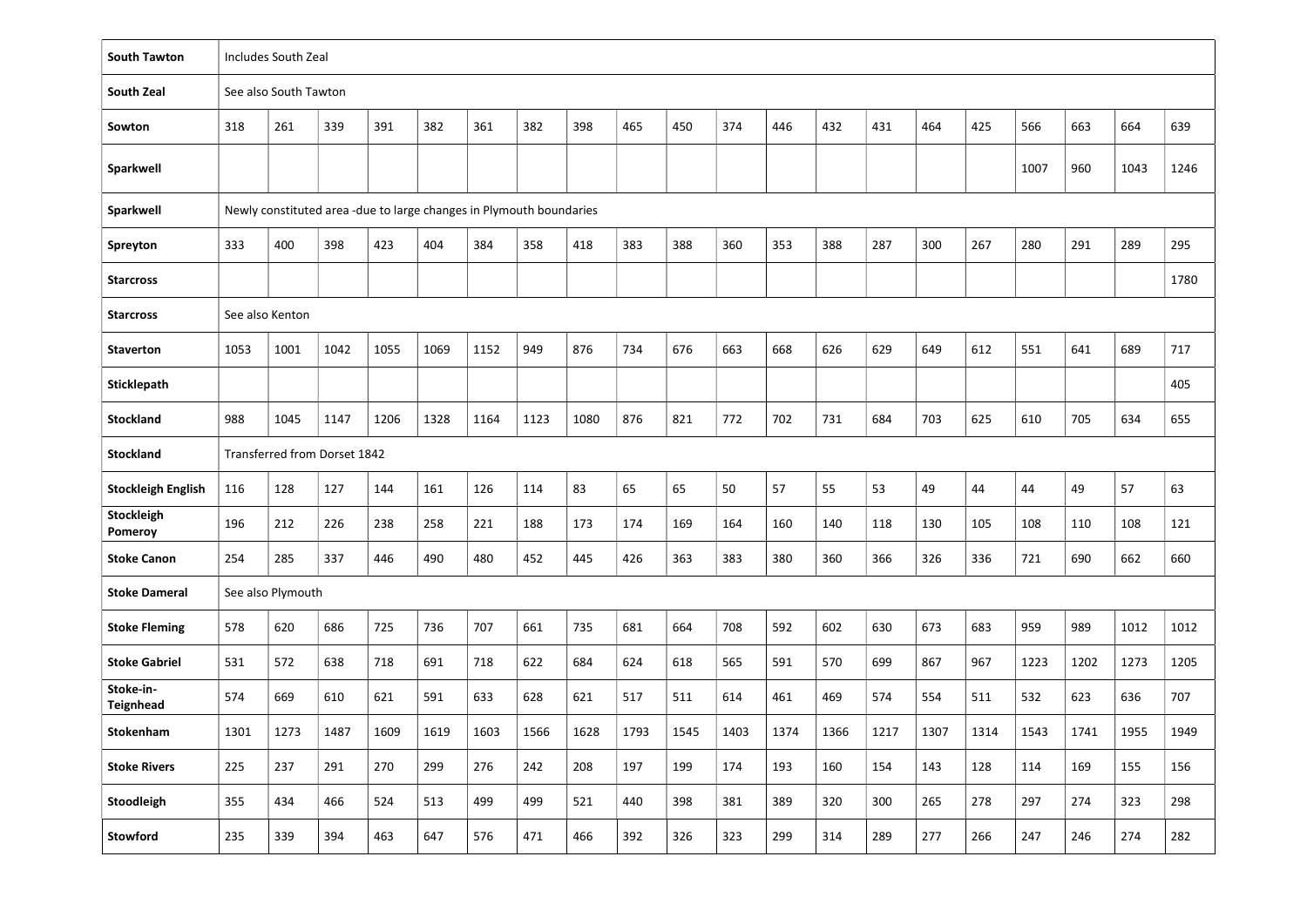| | | | | | | | | | | | | | | | | | | | | |
|---|---|---|---|---|---|---|---|---|---|---|---|---|---|---|---|---|---|---|---|---|
| **South Tawton** | Includes South Zeal | | | | | | | | | | | | | | | | | | | |
| **South Zeal** | See also South Tawton | | | | | | | | | | | | | | | | | | | |
| **Sowton** | 318 | 261 | 339 | 391 | 382 | 361 | 382 | 398 | 465 | 450 | 374 | 446 | 432 | 431 | 464 | 425 | 566 | 663 | 664 | 639 |
| **Sparkwell** | | | | | | | | | | | | | | | | | 1007 | 960 | 1043 | 1246 |
| **Sparkwell** | Newly constituted area -due to large changes in Plymouth boundaries | | | | | | | | | | | | | | | | | | | |
| **Spreyton** | 333 | 400 | 398 | 423 | 404 | 384 | 358 | 418 | 383 | 388 | 360 | 353 | 388 | 287 | 300 | 267 | 280 | 291 | 289 | 295 |
| **Starcross** | | | | | | | | | | | | | | | | | | | | 1780 |
| **Starcross** | See also Kenton | | | | | | | | | | | | | | | | | | | |
| **Staverton** | 1053 | 1001 | 1042 | 1055 | 1069 | 1152 | 949 | 876 | 734 | 676 | 663 | 668 | 626 | 629 | 649 | 612 | 551 | 641 | 689 | 717 |
| **Sticklepath** | | | | | | | | | | | | | | | | | | | | 405 |
| **Stockland** | 988 | 1045 | 1147 | 1206 | 1328 | 1164 | 1123 | 1080 | 876 | 821 | 772 | 702 | 731 | 684 | 703 | 625 | 610 | 705 | 634 | 655 |
| **Stockland** | Transferred from Dorset 1842 | | | | | | | | | | | | | | | | | | | |
| **Stockleigh English** | 116 | 128 | 127 | 144 | 161 | 126 | 114 | 83 | 65 | 65 | 50 | 57 | 55 | 53 | 49 | 44 | 44 | 49 | 57 | 63 |
| **Stockleigh Pomeroy** | 196 | 212 | 226 | 238 | 258 | 221 | 188 | 173 | 174 | 169 | 164 | 160 | 140 | 118 | 130 | 105 | 108 | 110 | 108 | 121 |
| **Stoke Canon** | 254 | 285 | 337 | 446 | 490 | 480 | 452 | 445 | 426 | 363 | 383 | 380 | 360 | 366 | 326 | 336 | 721 | 690 | 662 | 660 |
| **Stoke Dameral** | See also Plymouth | | | | | | | | | | | | | | | | | | | |
| **Stoke Fleming** | 578 | 620 | 686 | 725 | 736 | 707 | 661 | 735 | 681 | 664 | 708 | 592 | 602 | 630 | 673 | 683 | 959 | 989 | 1012 | 1012 |
| **Stoke Gabriel** | 531 | 572 | 638 | 718 | 691 | 718 | 622 | 684 | 624 | 618 | 565 | 591 | 570 | 699 | 867 | 967 | 1223 | 1202 | 1273 | 1205 |
| **Stoke-in-Teignhead** | 574 | 669 | 610 | 621 | 591 | 633 | 628 | 621 | 517 | 511 | 614 | 461 | 469 | 574 | 554 | 511 | 532 | 623 | 636 | 707 |
| **Stokenham** | 1301 | 1273 | 1487 | 1609 | 1619 | 1603 | 1566 | 1628 | 1793 | 1545 | 1403 | 1374 | 1366 | 1217 | 1307 | 1314 | 1543 | 1741 | 1955 | 1949 |
| **Stoke Rivers** | 225 | 237 | 291 | 270 | 299 | 276 | 242 | 208 | 197 | 199 | 174 | 193 | 160 | 154 | 143 | 128 | 114 | 169 | 155 | 156 |
| **Stoodleigh** | 355 | 434 | 466 | 524 | 513 | 499 | 499 | 521 | 440 | 398 | 381 | 389 | 320 | 300 | 265 | 278 | 297 | 274 | 323 | 298 |
| **Stowford** | 235 | 339 | 394 | 463 | 647 | 576 | 471 | 466 | 392 | 326 | 323 | 299 | 314 | 289 | 277 | 266 | 247 | 246 | 274 | 282 |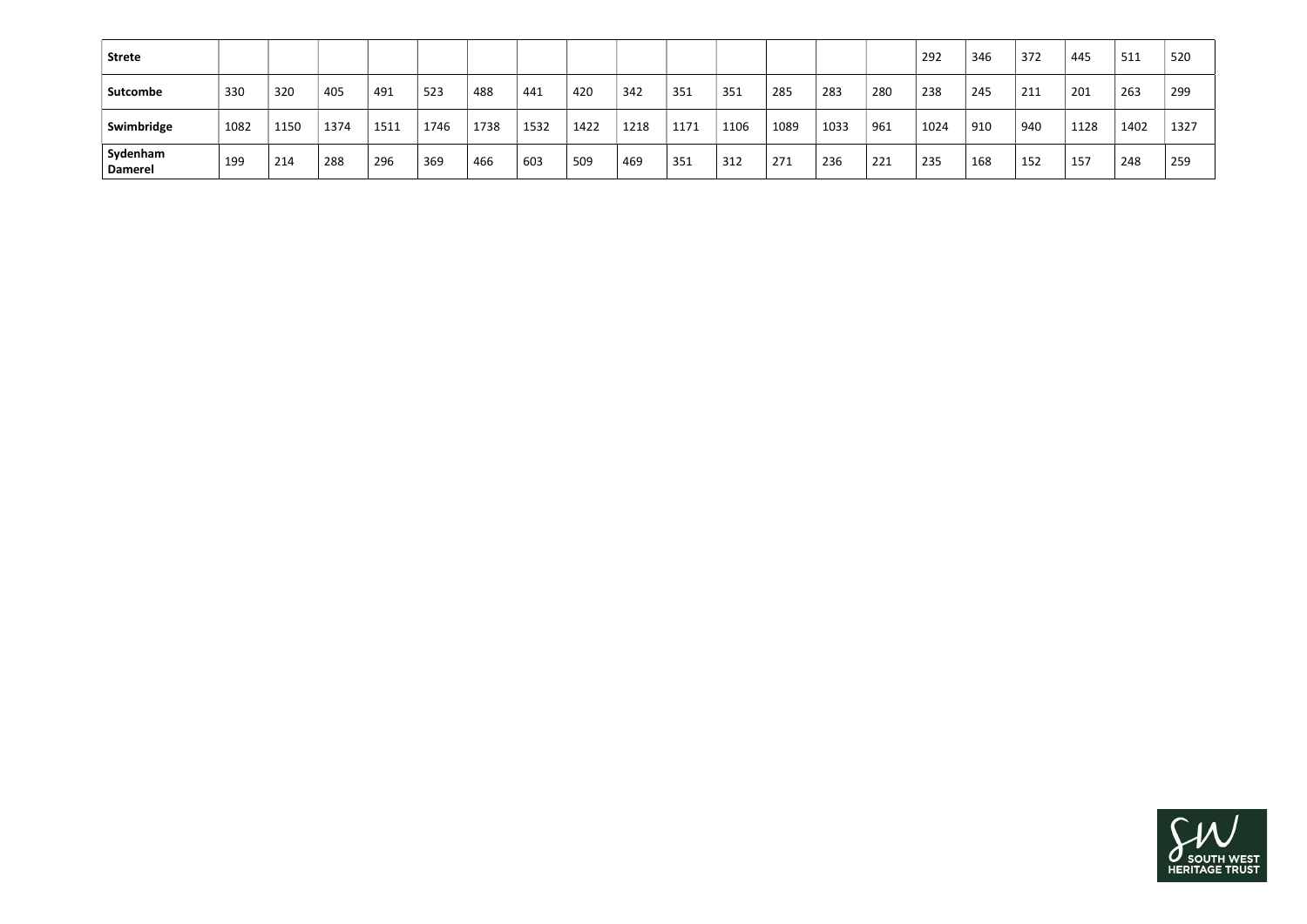| | | | | | | | | | | | | | | | | | | | | |
|---|---|---|---|---|---|---|---|---|---|---|---|---|---|---|---|---|---|---|---|---|
| **Strete** | | | | | | | | | | | | | | | 292 | 346 | 372 | 445 | 511 | 520 |
| **Sutcombe** | 330 | 320 | 405 | 491 | 523 | 488 | 441 | 420 | 342 | 351 | 351 | 285 | 283 | 280 | 238 | 245 | 211 | 201 | 263 | 299 |
| **Swimbridge** | 1082 | 1150 | 1374 | 1511 | 1746 | 1738 | 1532 | 1422 | 1218 | 1171 | 1106 | 1089 | 1033 | 961 | 1024 | 910 | 940 | 1128 | 1402 | 1327 |
| **Sydenham Damerel** | 199 | 214 | 288 | 296 | 369 | 466 | 603 | 509 | 469 | 351 | 312 | 271 | 236 | 221 | 235 | 168 | 152 | 157 | 248 | 259 |